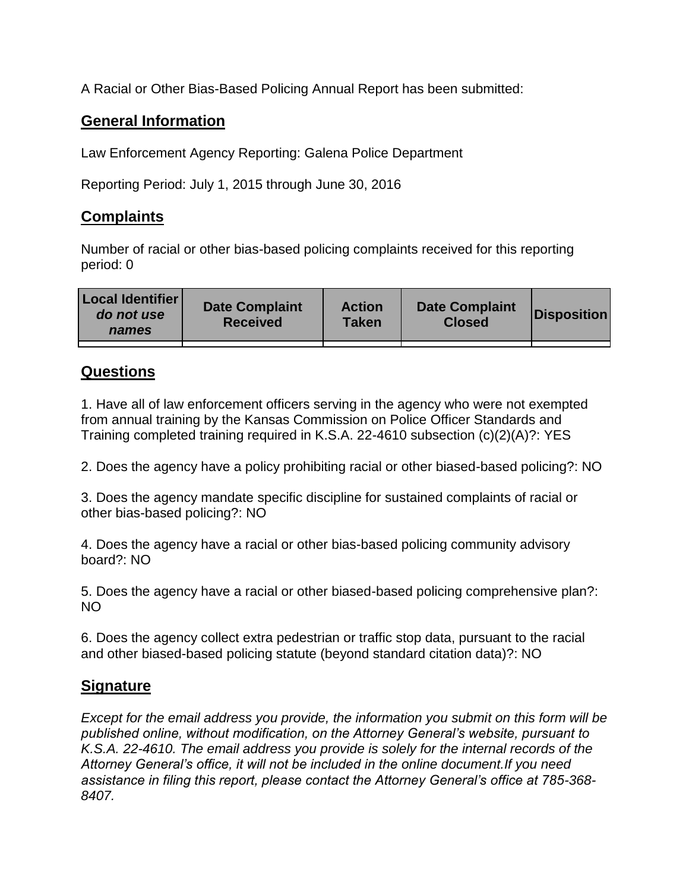A Racial or Other Bias-Based Policing Annual Report has been submitted:

## General Information

Law Enforcement Agency Reporting: Galena Police Department

Reporting Period: July 1, 2015 through June 30, 2016

## Complaints

Number of racial or other bias-based policing complaints received for this reporting period: 0

| Local Identifier *do not use names* | Date Complaint Received | Action Taken | Date Complaint Closed | Disposition |
|---|---|---|---|---|
| | | | | |

## Questions

1. Have all of law enforcement officers serving in the agency who were not exempted from annual training by the Kansas Commission on Police Officer Standards and Training completed training required in K.S.A. 22-4610 subsection (c)(2)(A)?: YES

2. Does the agency have a policy prohibiting racial or other biased-based policing?: NO

3. Does the agency mandate specific discipline for sustained complaints of racial or other bias-based policing?: NO

4. Does the agency have a racial or other bias-based policing community advisory board?: NO

5. Does the agency have a racial or other biased-based policing comprehensive plan?: NO

6. Does the agency collect extra pedestrian or traffic stop data, pursuant to the racial and other biased-based policing statute (beyond standard citation data)?: NO

## Signature

*Except for the email address you provide, the information you submit on this form will be published online, without modification, on the Attorney General's website, pursuant to K.S.A. 22-4610. The email address you provide is solely for the internal records of the Attorney General's office, it will not be included in the online document.If you need assistance in filing this report, please contact the Attorney General's office at 785-368-8407.*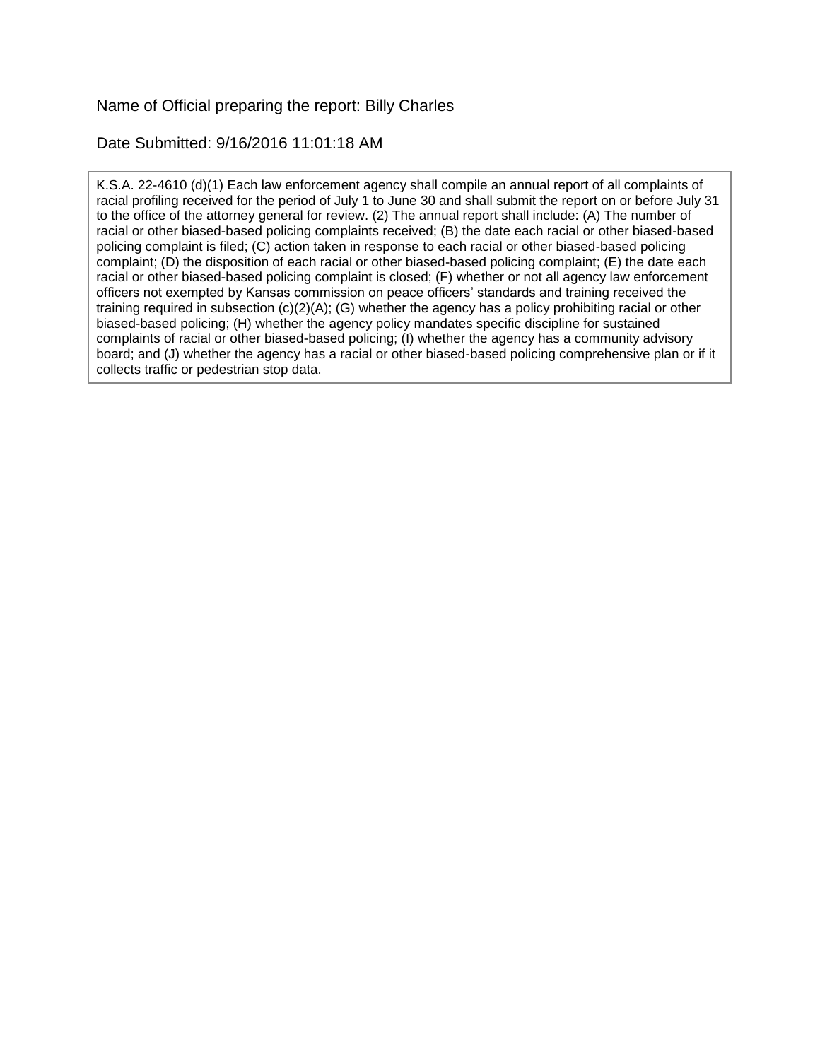Name of Official preparing the report: Billy Charles

Date Submitted: 9/16/2016 11:01:18 AM

K.S.A. 22-4610 (d)(1) Each law enforcement agency shall compile an annual report of all complaints of racial profiling received for the period of July 1 to June 30 and shall submit the report on or before July 31 to the office of the attorney general for review. (2) The annual report shall include: (A) The number of racial or other biased-based policing complaints received; (B) the date each racial or other biased-based policing complaint is filed; (C) action taken in response to each racial or other biased-based policing complaint; (D) the disposition of each racial or other biased-based policing complaint; (E) the date each racial or other biased-based policing complaint is closed; (F) whether or not all agency law enforcement officers not exempted by Kansas commission on peace officers' standards and training received the training required in subsection (c)(2)(A); (G) whether the agency has a policy prohibiting racial or other biased-based policing; (H) whether the agency policy mandates specific discipline for sustained complaints of racial or other biased-based policing; (I) whether the agency has a community advisory board; and (J) whether the agency has a racial or other biased-based policing comprehensive plan or if it collects traffic or pedestrian stop data.